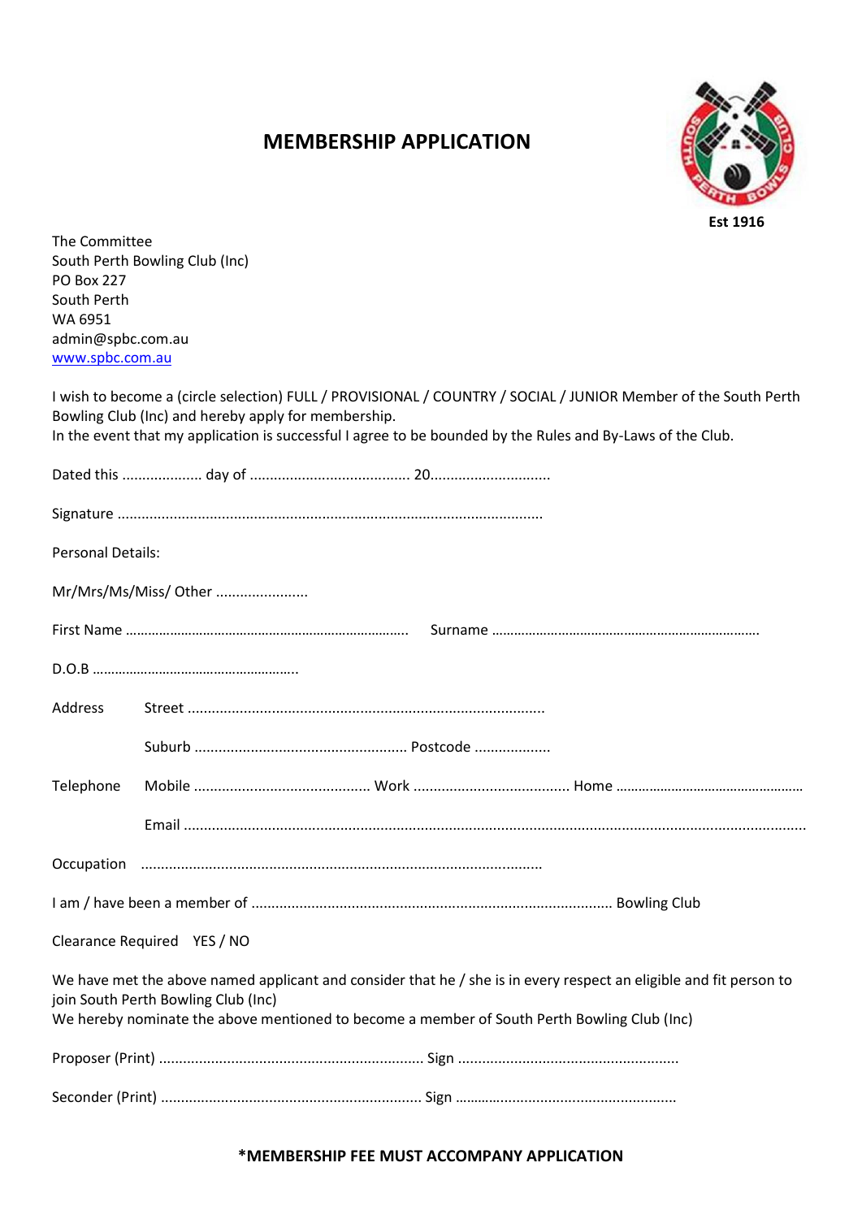# MEMBERSHIP APPLICATION

Est 1916

The Committee
South Perth Bowling Club (Inc)
PO Box 227
South Perth
WA 6951
admin@spbc.com.au
www.spbc.com.au

I wish to become a (circle selection) FULL / PROVISIONAL / COUNTRY / SOCIAL / JUNIOR Member of the South Perth Bowling Club (Inc) and hereby apply for membership.
In the event that my application is successful I agree to be bounded by the Rules and By-Laws of the Club.

Dated this .................... day of ........................................ 20..............................

Signature .........................................................................................................

Personal Details:

Mr/Mrs/Ms/Miss/ Other .......................

First Name ………………………………………………………………….. Surname ……………………………………………………………….

D.O.B ……………………………………………….

Address Street ........................................................................................

Suburb ..................................................... Postcode ..................

Telephone Mobile ........................................... Work ....................................... Home …………………………………………

Email ..........................................................................................................................................

Occupation ..................................................................................................

I am / have been a member of ......................................................................................... Bowling Club

Clearance Required YES / NO

We have met the above named applicant and consider that he / she is in every respect an eligible and fit person to join South Perth Bowling Club (Inc)
We hereby nominate the above mentioned to become a member of South Perth Bowling Club (Inc)

Proposer (Print) ................................................................. Sign .......................................................

Seconder (Print) ................................................................ Sign ……………………………………………….

**\*MEMBERSHIP FEE MUST ACCOMPANY APPLICATION**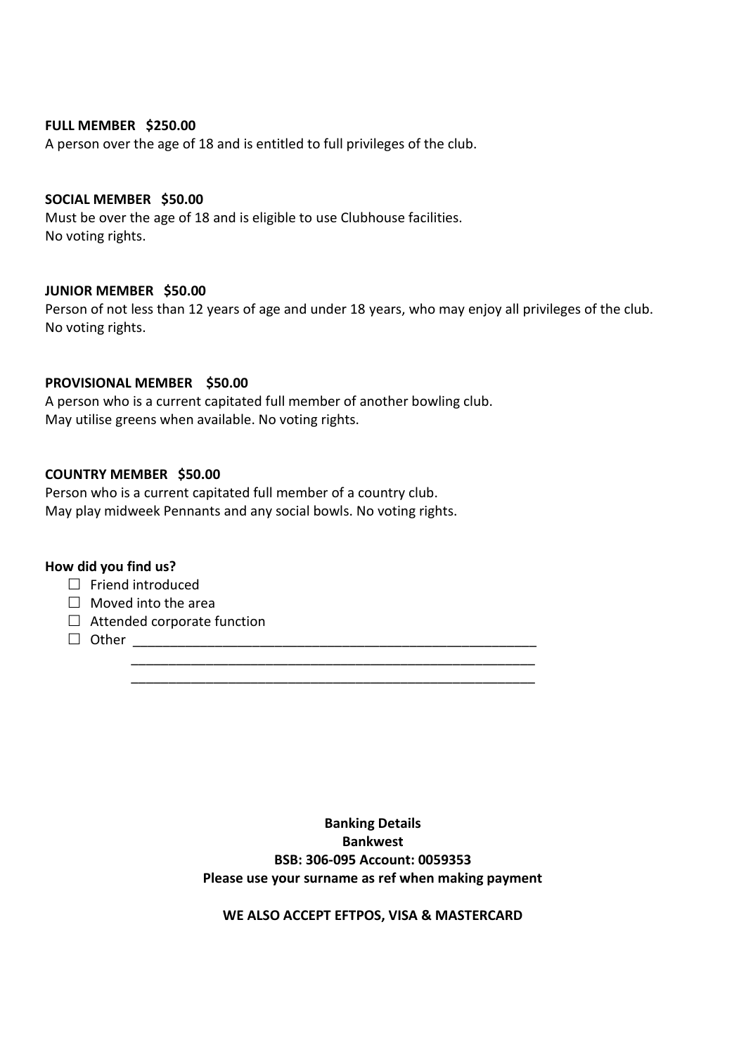**FULL MEMBER $250.00**
A person over the age of 18 and is entitled to full privileges of the club.

**SOCIAL MEMBER $50.00**
Must be over the age of 18 and is eligible to use Clubhouse facilities.
No voting rights.

**JUNIOR MEMBER $50.00**
Person of not less than 12 years of age and under 18 years, who may enjoy all privileges of the club.
No voting rights.

**PROVISIONAL MEMBER $50.00**
A person who is a current capitated full member of another bowling club.
May utilise greens when available. No voting rights.

**COUNTRY MEMBER $50.00**
Person who is a current capitated full member of a country club.
May play midweek Pennants and any social bowls. No voting rights.

**How did you find us?**

- ☐ Friend introduced
- ☐ Moved into the area
- ☐ Attended corporate function
- ☐ Other ________________________________________________________
  ________________________________________________________
  ________________________________________________________

**Banking Details**
**Bankwest**
**BSB: 306-095 Account: 0059353**
**Please use your surname as ref when making payment**

**WE ALSO ACCEPT EFTPOS, VISA & MASTERCARD**